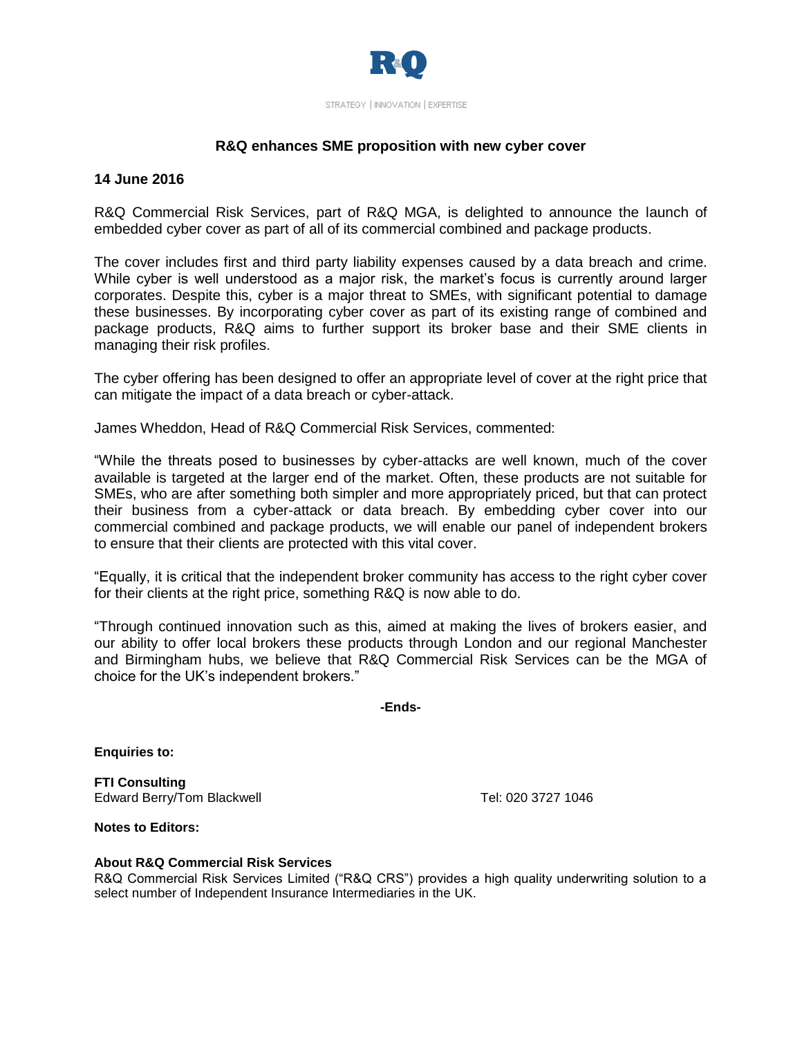R&Q

STRATEGY | INNOVATION | EXPERTISE

## R&Q enhances SME proposition with new cyber cover

**14 June 2016**

R&Q Commercial Risk Services, part of R&Q MGA, is delighted to announce the launch of embedded cyber cover as part of all of its commercial combined and package products.

The cover includes first and third party liability expenses caused by a data breach and crime. While cyber is well understood as a major risk, the market's focus is currently around larger corporates. Despite this, cyber is a major threat to SMEs, with significant potential to damage these businesses. By incorporating cyber cover as part of its existing range of combined and package products, R&Q aims to further support its broker base and their SME clients in managing their risk profiles.

The cyber offering has been designed to offer an appropriate level of cover at the right price that can mitigate the impact of a data breach or cyber-attack.

James Wheddon, Head of R&Q Commercial Risk Services, commented:

"While the threats posed to businesses by cyber-attacks are well known, much of the cover available is targeted at the larger end of the market. Often, these products are not suitable for SMEs, who are after something both simpler and more appropriately priced, but that can protect their business from a cyber-attack or data breach. By embedding cyber cover into our commercial combined and package products, we will enable our panel of independent brokers to ensure that their clients are protected with this vital cover.

"Equally, it is critical that the independent broker community has access to the right cyber cover for their clients at the right price, something R&Q is now able to do.

"Through continued innovation such as this, aimed at making the lives of brokers easier, and our ability to offer local brokers these products through London and our regional Manchester and Birmingham hubs, we believe that R&Q Commercial Risk Services can be the MGA of choice for the UK's independent brokers."

**-Ends-**

**Enquiries to:**

**FTI Consulting**
Edward Berry/Tom Blackwell Tel: 020 3727 1046

**Notes to Editors:**

**About R&Q Commercial Risk Services**
R&Q Commercial Risk Services Limited ("R&Q CRS") provides a high quality underwriting solution to a select number of Independent Insurance Intermediaries in the UK.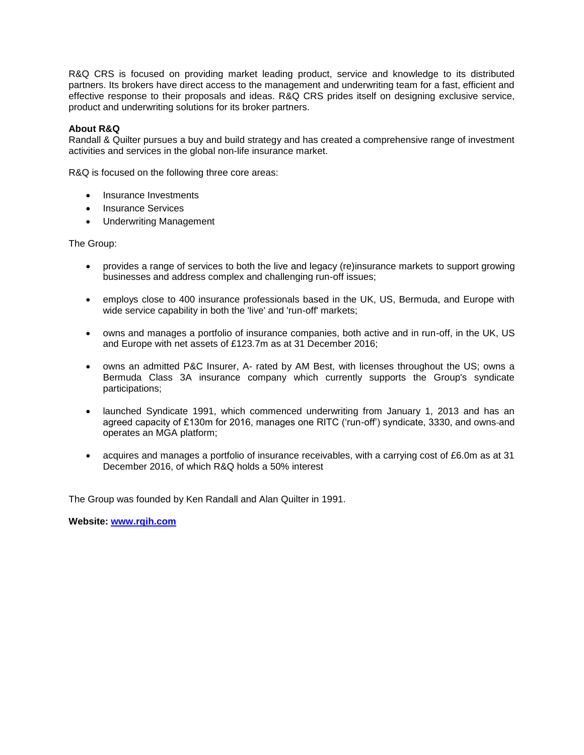R&Q CRS is focused on providing market leading product, service and knowledge to its distributed partners. Its brokers have direct access to the management and underwriting team for a fast, efficient and effective response to their proposals and ideas. R&Q CRS prides itself on designing exclusive service, product and underwriting solutions for its broker partners.

**About R&Q**
Randall & Quilter pursues a buy and build strategy and has created a comprehensive range of investment activities and services in the global non-life insurance market.

R&Q is focused on the following three core areas:

- Insurance Investments
- Insurance Services
- Underwriting Management

The Group:

- provides a range of services to both the live and legacy (re)insurance markets to support growing businesses and address complex and challenging run-off issues;
- employs close to 400 insurance professionals based in the UK, US, Bermuda, and Europe with wide service capability in both the 'live' and 'run-off' markets;
- owns and manages a portfolio of insurance companies, both active and in run-off, in the UK, US and Europe with net assets of £123.7m as at 31 December 2016;
- owns an admitted P&C Insurer, A- rated by AM Best, with licenses throughout the US; owns a Bermuda Class 3A insurance company which currently supports the Group's syndicate participations;
- launched Syndicate 1991, which commenced underwriting from January 1, 2013 and has an agreed capacity of £130m for 2016, manages one RITC ('run-off') syndicate, 3330, and owns and operates an MGA platform;
- acquires and manages a portfolio of insurance receivables, with a carrying cost of £6.0m as at 31 December 2016, of which R&Q holds a 50% interest

The Group was founded by Ken Randall and Alan Quilter in 1991.

**Website: [www.rqih.com](http://www.rqih.com)**